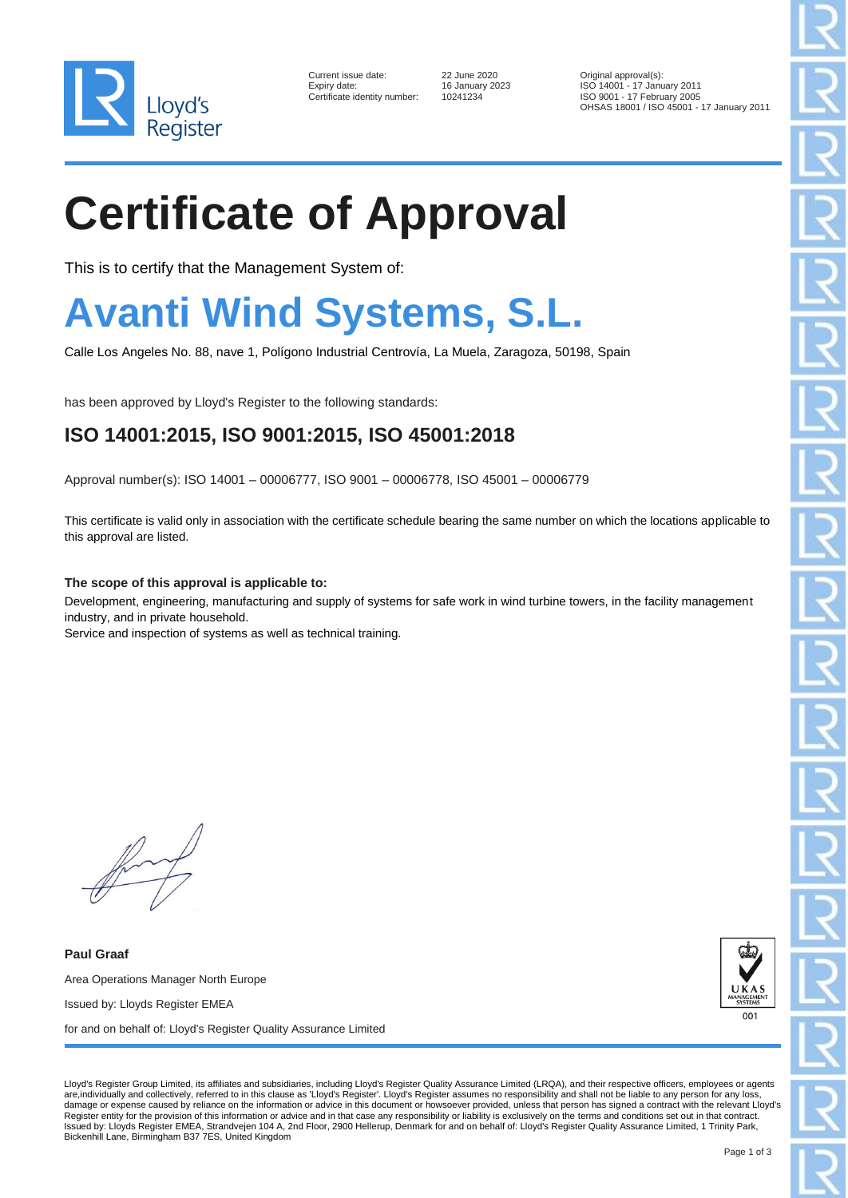Current issue date: 22 June 2020
Expiry date: 16 January 2023
Certificate identity number: 10241234

Original approval(s):
ISO 14001 - 17 January 2011
ISO 9001 - 17 February 2005
OHSAS 18001 / ISO 45001 - 17 January 2011

# Certificate of Approval

This is to certify that the Management System of:

# Avanti Wind Systems, S.L.

Calle Los Angeles No. 88, nave 1, Polígono Industrial Centrovía, La Muela, Zaragoza, 50198, Spain

has been approved by Lloyd's Register to the following standards:

## ISO 14001:2015, ISO 9001:2015, ISO 45001:2018

Approval number(s): ISO 14001 – 00006777, ISO 9001 – 00006778, ISO 45001 – 00006779

This certificate is valid only in association with the certificate schedule bearing the same number on which the locations applicable to this approval are listed.

**The scope of this approval is applicable to:**

Development, engineering, manufacturing and supply of systems for safe work in wind turbine towers, in the facility management industry, and in private household.
Service and inspection of systems as well as technical training.

**Paul Graaf**

Area Operations Manager North Europe

Issued by: Lloyds Register EMEA

for and on behalf of: Lloyd's Register Quality Assurance Limited

UKAS MANAGEMENT SYSTEMS 001

Lloyd's Register Group Limited, its affiliates and subsidiaries, including Lloyd's Register Quality Assurance Limited (LRQA), and their respective officers, employees or agents are,individually and collectively, referred to in this clause as 'Lloyd's Register'. Lloyd's Register assumes no responsibility and shall not be liable to any person for any loss, damage or expense caused by reliance on the information or advice in this document or howsoever provided, unless that person has signed a contract with the relevant Lloyd's Register entity for the provision of this information or advice and in that case any responsibility or liability is exclusively on the terms and conditions set out in that contract.
Issued by: Lloyds Register EMEA, Strandvejen 104 A, 2nd Floor, 2900 Hellerup, Denmark for and on behalf of: Lloyd's Register Quality Assurance Limited, 1 Trinity Park, Bickenhill Lane, Birmingham B37 7ES, United Kingdom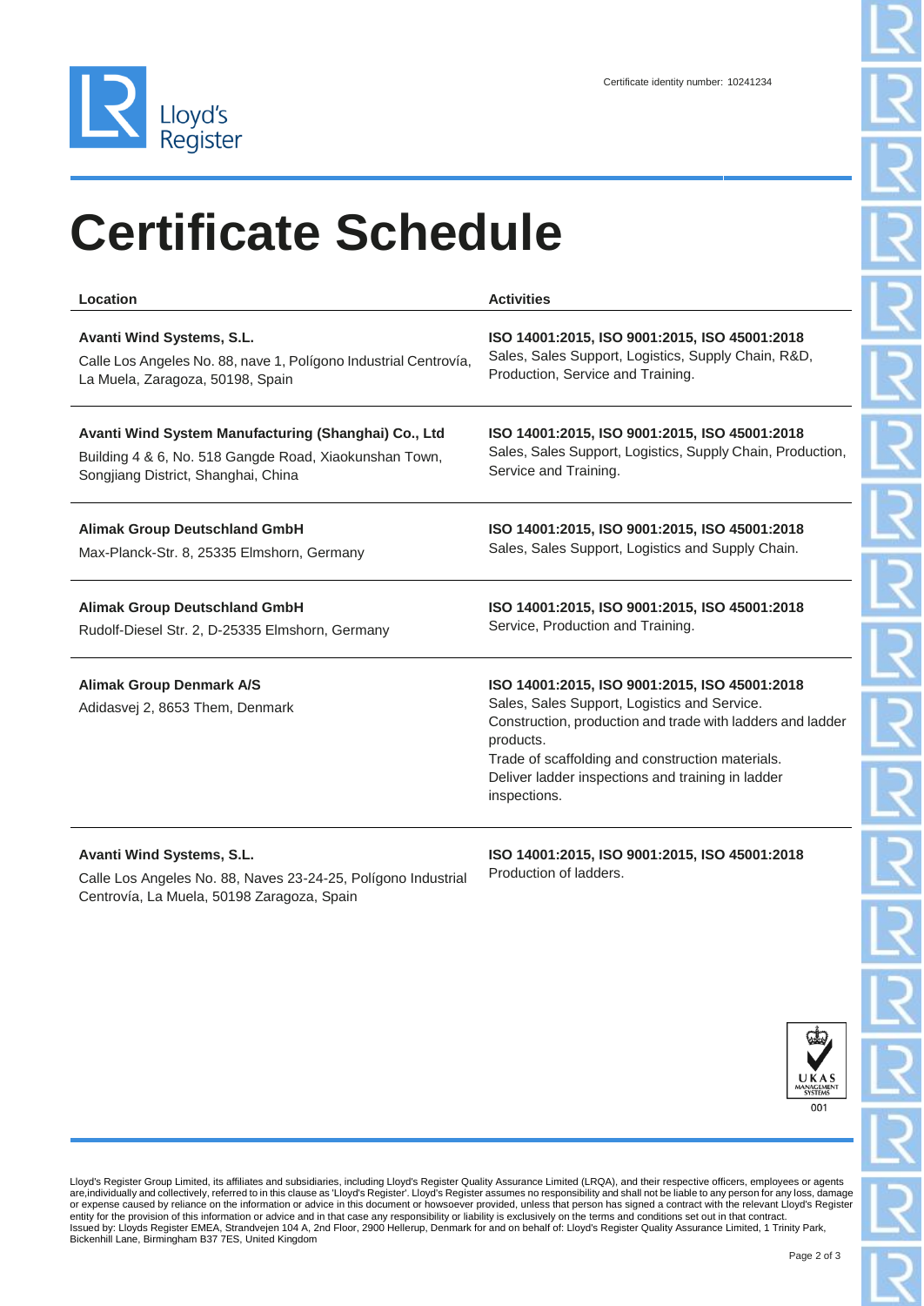Certificate identity number: 10241234

# Certificate Schedule

| Location | Activities |
| --- | --- |
| **Avanti Wind Systems, S.L.**<br>Calle Los Angeles No. 88, nave 1, Polígono Industrial Centrovía, La Muela, Zaragoza, 50198, Spain | **ISO 14001:2015, ISO 9001:2015, ISO 45001:2018**<br>Sales, Sales Support, Logistics, Supply Chain, R&D, Production, Service and Training. |
| **Avanti Wind System Manufacturing (Shanghai) Co., Ltd**<br>Building 4 & 6, No. 518 Gangde Road, Xiaokunshan Town, Songjiang District, Shanghai, China | **ISO 14001:2015, ISO 9001:2015, ISO 45001:2018**<br>Sales, Sales Support, Logistics, Supply Chain, Production, Service and Training. |
| **Alimak Group Deutschland GmbH**<br>Max-Planck-Str. 8, 25335 Elmshorn, Germany | **ISO 14001:2015, ISO 9001:2015, ISO 45001:2018**<br>Sales, Sales Support, Logistics and Supply Chain. |
| **Alimak Group Deutschland GmbH**<br>Rudolf-Diesel Str. 2, D-25335 Elmshorn, Germany | **ISO 14001:2015, ISO 9001:2015, ISO 45001:2018**<br>Service, Production and Training. |
| **Alimak Group Denmark A/S**<br>Adidasvej 2, 8653 Them, Denmark | **ISO 14001:2015, ISO 9001:2015, ISO 45001:2018**<br>Sales, Sales Support, Logistics and Service.<br>Construction, production and trade with ladders and ladder products.<br>Trade of scaffolding and construction materials.<br>Deliver ladder inspections and training in ladder inspections. |
| **Avanti Wind Systems, S.L.**<br>Calle Los Angeles No. 88, Naves 23-24-25, Polígono Industrial Centrovía, La Muela, 50198 Zaragoza, Spain | **ISO 14001:2015, ISO 9001:2015, ISO 45001:2018**<br>Production of ladders. |

UKAS MANAGEMENT SYSTEMS 001

Lloyd's Register Group Limited, its affiliates and subsidiaries, including Lloyd's Register Quality Assurance Limited (LRQA), and their respective officers, employees or agents are,individually and collectively, referred to in this clause as 'Lloyd's Register'. Lloyd's Register assumes no responsibility and shall not be liable to any person for any loss, damage or expense caused by reliance on the information or advice in this document or howsoever provided, unless that person has signed a contract with the relevant Lloyd's Register entity for the provision of this information or advice and in that case any responsibility or liability is exclusively on the terms and conditions set out in that contract.
Issued by: Lloyds Register EMEA, Strandvejen 104 A, 2nd Floor, 2900 Hellerup, Denmark for and on behalf of: Lloyd's Register Quality Assurance Limited, 1 Trinity Park, Bickenhill Lane, Birmingham B37 7ES, United Kingdom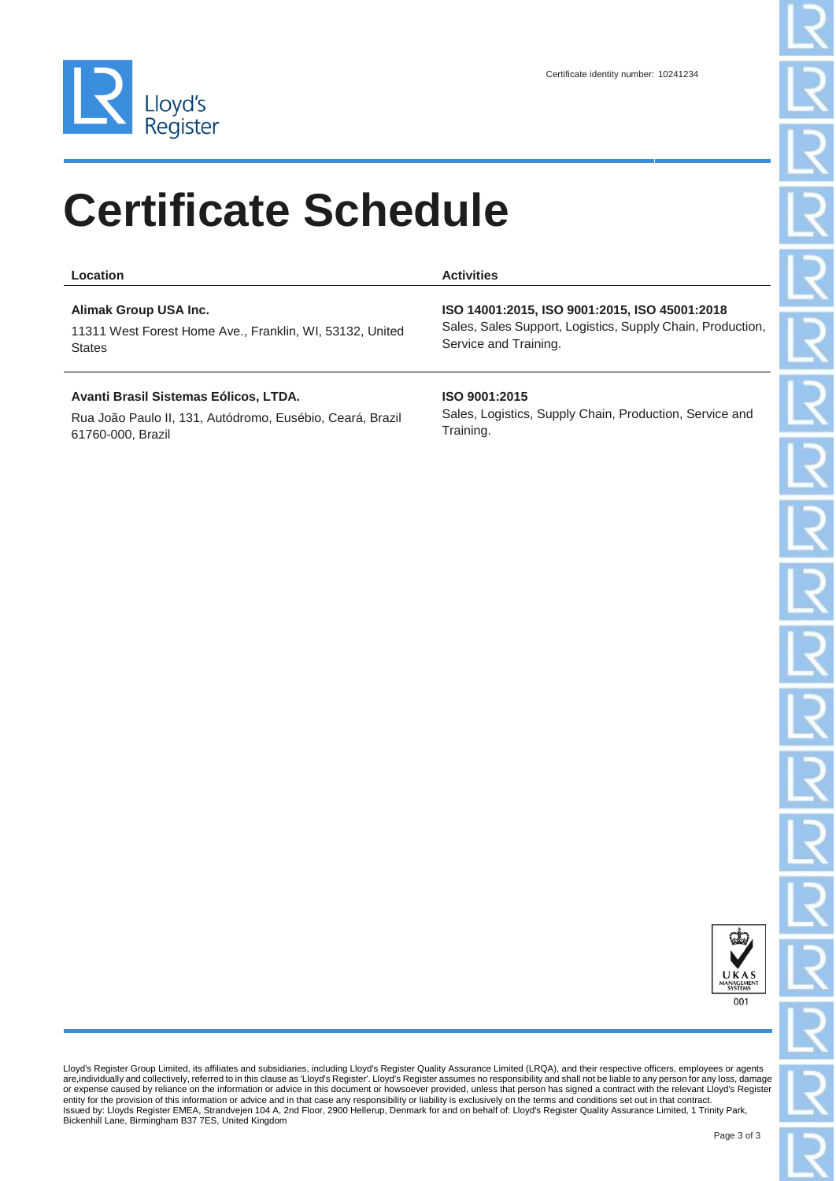Certificate identity number: 10241234

# Certificate Schedule

| Location | Activities |
| --- | --- |
| **Alimak Group USA Inc.**<br>11311 West Forest Home Ave., Franklin, WI, 53132, United States | **ISO 14001:2015, ISO 9001:2015, ISO 45001:2018**<br>Sales, Sales Support, Logistics, Supply Chain, Production, Service and Training. |
| **Avanti Brasil Sistemas Eólicos, LTDA.**<br>Rua João Paulo II, 131, Autódromo, Eusébio, Ceará, Brazil 61760-000, Brazil | **ISO 9001:2015**<br>Sales, Logistics, Supply Chain, Production, Service and Training. |

UKAS MANAGEMENT SYSTEMS 001

Lloyd's Register Group Limited, its affiliates and subsidiaries, including Lloyd's Register Quality Assurance Limited (LRQA), and their respective officers, employees or agents are,individually and collectively, referred to in this clause as 'Lloyd's Register'. Lloyd's Register assumes no responsibility and shall not be liable to any person for any loss, damage or expense caused by reliance on the information or advice in this document or howsoever provided, unless that person has signed a contract with the relevant Lloyd's Register entity for the provision of this information or advice and in that case any responsibility or liability is exclusively on the terms and conditions set out in that contract.
Issued by: Lloyds Register EMEA, Strandvejen 104 A, 2nd Floor, 2900 Hellerup, Denmark for and on behalf of: Lloyd's Register Quality Assurance Limited, 1 Trinity Park, Bickenhill Lane, Birmingham B37 7ES, United Kingdom